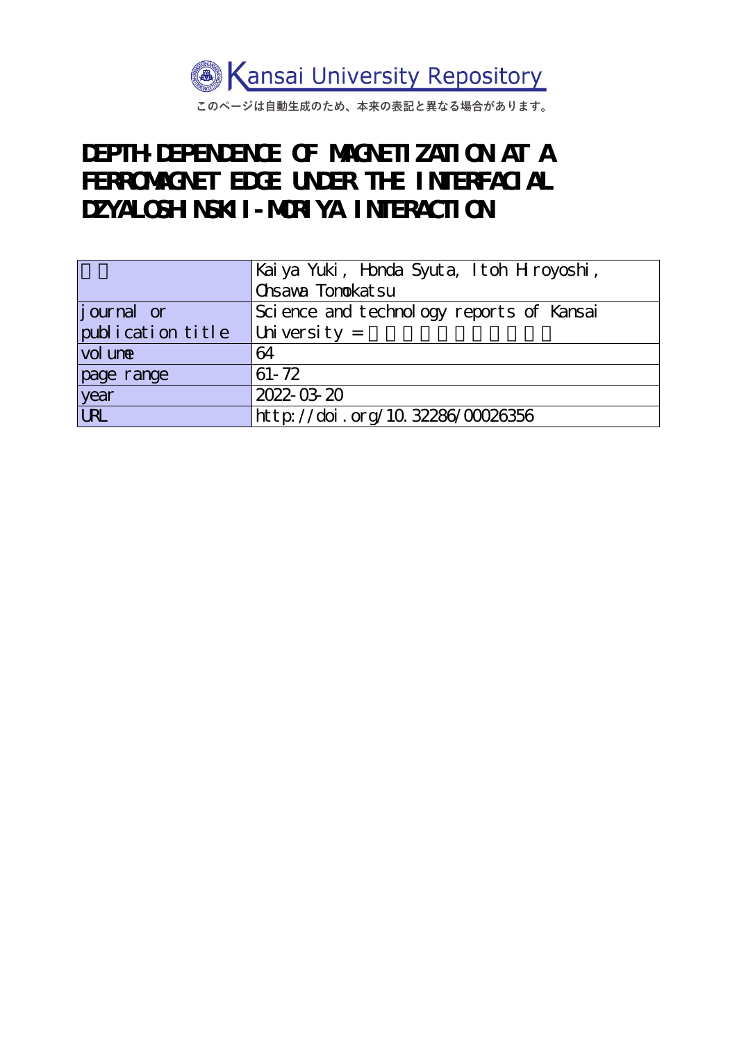Kansai University Repository

このページは自動生成のため、本来の表記と異なる場合があります。

# DEPTH-DEPENDENCE OF MAGNETIZATION AT A FERROMAGNET EDGE UNDER THE INTERFACIAL DZYALOSHINSKII-MORIYA INTERACTION

| 著者 | Kaiya Yuki, Honda Syuta, Itoh Hiroyoshi, Ohsawa Tomokatsu |
| --- | --- |
| journal or publication title | Science and technology reports of Kansai University = |
| volume | 64 |
| page range | 61-72 |
| year | 2022-03-20 |
| URL | http://doi.org/10.32286/00026356 |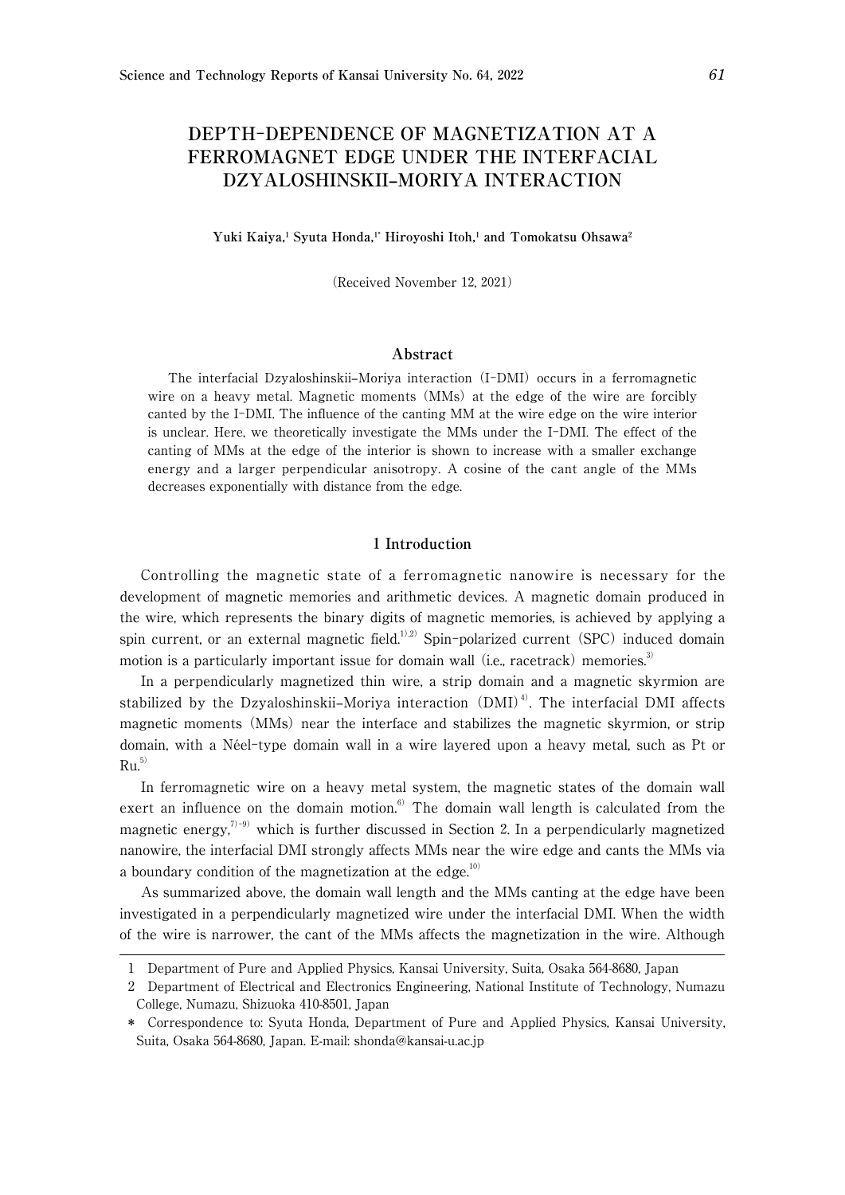# DEPTH-DEPENDENCE OF MAGNETIZATION AT A FERROMAGNET EDGE UNDER THE INTERFACIAL DZYALOSHINSKII–MORIYA INTERACTION

**Yuki Kaiya,[1] Syuta Honda,[1*] Hiroyoshi Itoh,[1] and Tomokatsu Ohsawa[2]**

(Received November 12, 2021)

## Abstract

The interfacial Dzyaloshinskii–Moriya interaction (I-DMI) occurs in a ferromagnetic wire on a heavy metal. Magnetic moments (MMs) at the edge of the wire are forcibly canted by the I-DMI. The influence of the canting MM at the wire edge on the wire interior is unclear. Here, we theoretically investigate the MMs under the I-DMI. The effect of the canting of MMs at the edge of the interior is shown to increase with a smaller exchange energy and a larger perpendicular anisotropy. A cosine of the cant angle of the MMs decreases exponentially with distance from the edge.

## 1 Introduction

Controlling the magnetic state of a ferromagnetic nanowire is necessary for the development of magnetic memories and arithmetic devices. A magnetic domain produced in the wire, which represents the binary digits of magnetic memories, is achieved by applying a spin current, or an external magnetic field.[1),2)] Spin-polarized current (SPC) induced domain motion is a particularly important issue for domain wall (i.e., racetrack) memories.[3)]

In a perpendicularly magnetized thin wire, a strip domain and a magnetic skyrmion are stabilized by the Dzyaloshinskii–Moriya interaction (DMI)[4)]. The interfacial DMI affects magnetic moments (MMs) near the interface and stabilizes the magnetic skyrmion, or strip domain, with a Néel-type domain wall in a wire layered upon a heavy metal, such as Pt or Ru.[5)]

In ferromagnetic wire on a heavy metal system, the magnetic states of the domain wall exert an influence on the domain motion.[6)] The domain wall length is calculated from the magnetic energy,[7)–9)] which is further discussed in Section 2. In a perpendicularly magnetized nanowire, the interfacial DMI strongly affects MMs near the wire edge and cants the MMs via a boundary condition of the magnetization at the edge.[10)]

As summarized above, the domain wall length and the MMs canting at the edge have been investigated in a perpendicularly magnetized wire under the interfacial DMI. When the width of the wire is narrower, the cant of the MMs affects the magnetization in the wire. Although

---

1 Department of Pure and Applied Physics, Kansai University, Suita, Osaka 564-8680, Japan

2 Department of Electrical and Electronics Engineering, National Institute of Technology, Numazu College, Numazu, Shizuoka 410-8501, Japan

\* Correspondence to: Syuta Honda, Department of Pure and Applied Physics, Kansai University, Suita, Osaka 564-8680, Japan. E-mail: shonda@kansai-u.ac.jp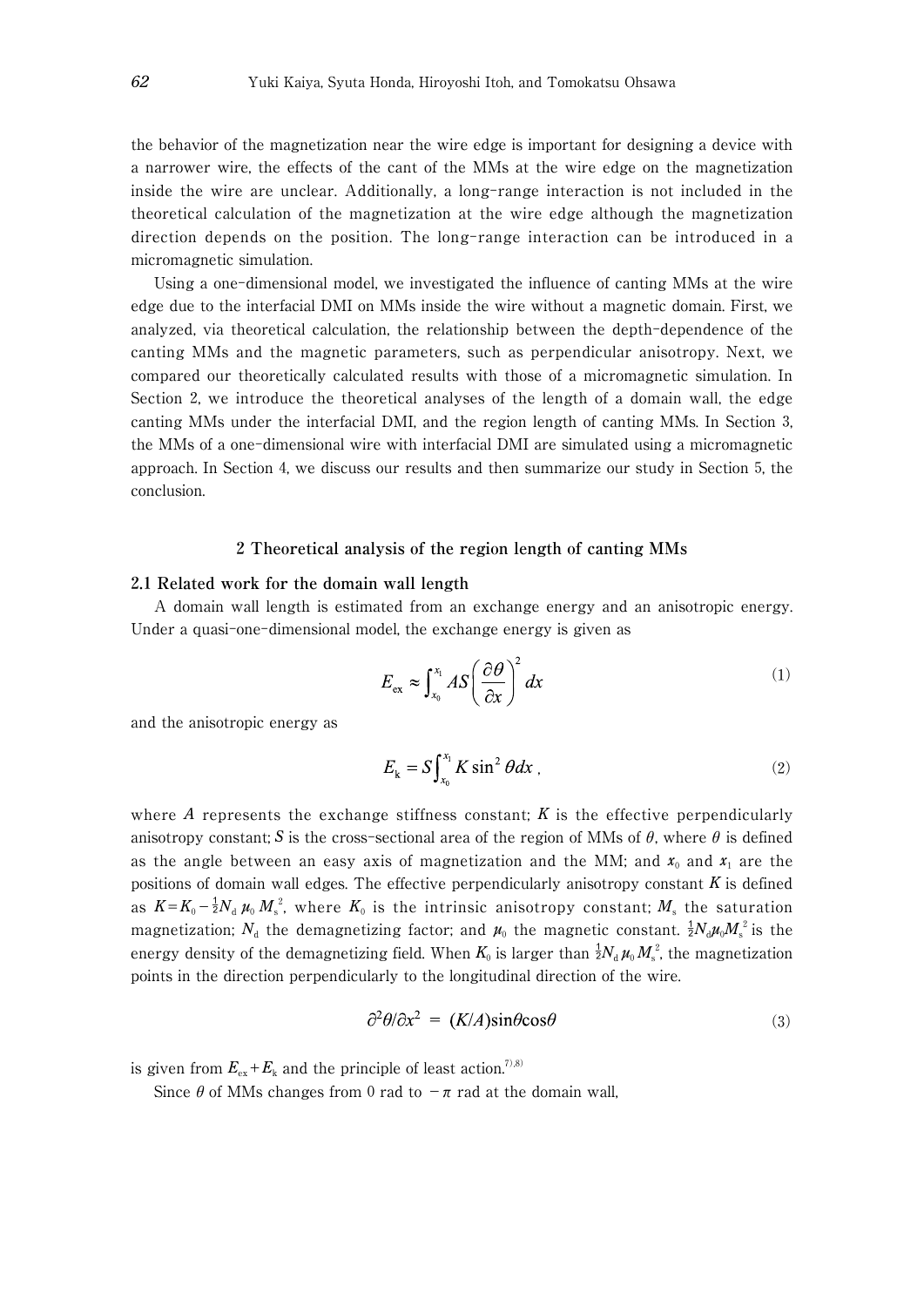the behavior of the magnetization near the wire edge is important for designing a device with a narrower wire, the effects of the cant of the MMs at the wire edge on the magnetization inside the wire are unclear. Additionally, a long-range interaction is not included in the theoretical calculation of the magnetization at the wire edge although the magnetization direction depends on the position. The long-range interaction can be introduced in a micromagnetic simulation.

Using a one-dimensional model, we investigated the influence of canting MMs at the wire edge due to the interfacial DMI on MMs inside the wire without a magnetic domain. First, we analyzed, via theoretical calculation, the relationship between the depth-dependence of the canting MMs and the magnetic parameters, such as perpendicular anisotropy. Next, we compared our theoretically calculated results with those of a micromagnetic simulation. In Section 2, we introduce the theoretical analyses of the length of a domain wall, the edge canting MMs under the interfacial DMI, and the region length of canting MMs. In Section 3, the MMs of a one-dimensional wire with interfacial DMI are simulated using a micromagnetic approach. In Section 4, we discuss our results and then summarize our study in Section 5, the conclusion.

## 2 Theoretical analysis of the region length of canting MMs

### 2.1 Related work for the domain wall length

A domain wall length is estimated from an exchange energy and an anisotropic energy. Under a quasi-one-dimensional model, the exchange energy is given as

$$E_{\mathrm{ex}} \approx \int_{x_0}^{x_1} AS\left(\frac{\partial\theta}{\partial x}\right)^2 dx \tag{1}$$

and the anisotropic energy as

$$E_{\mathrm{k}} = S\int_{x_0}^{x_1} K\sin^2\theta dx\ , \tag{2}$$

where $A$ represents the exchange stiffness constant; $K$ is the effective perpendicularly anisotropy constant; $S$ is the cross-sectional area of the region of MMs of $\theta$, where $\theta$ is defined as the angle between an easy axis of magnetization and the MM; and $x_0$ and $x_1$ are the positions of domain wall edges. The effective perpendicularly anisotropy constant $K$ is defined as $K = K_0 - \frac{1}{2}N_{\mathrm{d}}\mu_0 M_{\mathrm{s}}^2$, where $K_0$ is the intrinsic anisotropy constant; $M_{\mathrm{s}}$ the saturation magnetization; $N_{\mathrm{d}}$ the demagnetizing factor; and $\mu_0$ the magnetic constant. $\frac{1}{2}N_{\mathrm{d}}\mu_0 M_{\mathrm{s}}^2$ is the energy density of the demagnetizing field. When $K_0$ is larger than $\frac{1}{2}N_{\mathrm{d}}\mu_0 M_{\mathrm{s}}^2$, the magnetization points in the direction perpendicularly to the longitudinal direction of the wire.

$$\partial^2\theta/\partial x^2 = (K/A)\sin\theta\cos\theta \tag{3}$$

is given from $E_{\mathrm{ex}} + E_{\mathrm{k}}$ and the principle of least action.[7),8)]

Since $\theta$ of MMs changes from 0 rad to $-\pi$ rad at the domain wall,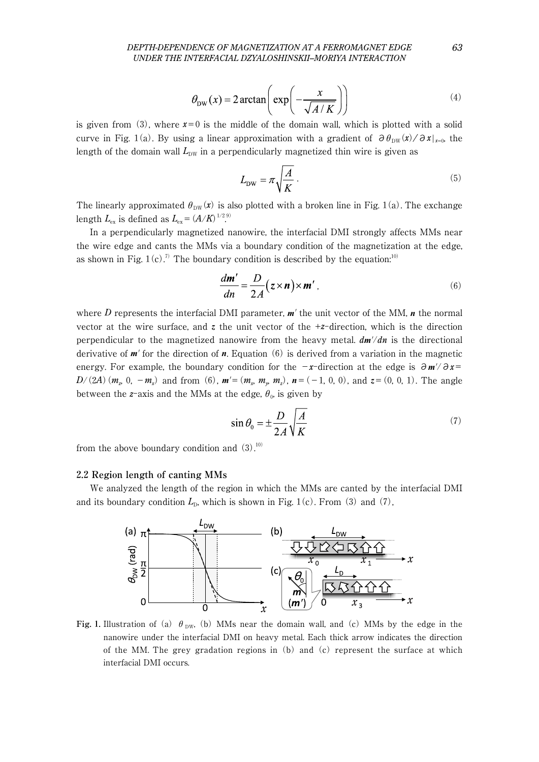$$\theta_{\mathrm{DW}}(x) = 2\arctan\left(\exp\left(-\frac{x}{\sqrt{A/K}}\right)\right) \tag{4}$$

is given from (3), where $x = 0$ is the middle of the domain wall, which is plotted with a solid curve in Fig. 1(a). By using a linear approximation with a gradient of $\partial\theta_{\mathrm{DW}}(x)/\partial x|_{x=0}$, the length of the domain wall $L_{\mathrm{DW}}$ in a perpendicularly magnetized thin wire is given as

$$L_{\mathrm{DW}} = \pi\sqrt{\frac{A}{K}}\,. \tag{5}$$

The linearly approximated $\theta_{\mathrm{DW}}(x)$ is also plotted with a broken line in Fig. 1(a). The exchange length $L_{\mathrm{ex}}$ is defined as $L_{\mathrm{ex}} = (A/K)^{1/2}$.[9]

In a perpendicularly magnetized nanowire, the interfacial DMI strongly affects MMs near the wire edge and cants the MMs via a boundary condition of the magnetization at the edge, as shown in Fig. 1(c).[7] The boundary condition is described by the equation:[10]

$$\frac{d\boldsymbol{m}'}{dn} = \frac{D}{2A}(\boldsymbol{z}\times\boldsymbol{n})\times\boldsymbol{m}'\,, \tag{6}$$

where $D$ represents the interfacial DMI parameter, $\boldsymbol{m}'$ the unit vector of the MM, $\boldsymbol{n}$ the normal vector at the wire surface, and $\boldsymbol{z}$ the unit vector of the $+z$-direction, which is the direction perpendicular to the magnetized nanowire from the heavy metal. $d\boldsymbol{m}'/dn$ is the directional derivative of $\boldsymbol{m}'$ for the direction of $\boldsymbol{n}$. Equation (6) is derived from a variation in the magnetic energy. For example, the boundary condition for the $-x$-direction at the edge is $\partial\boldsymbol{m}'/\partial x = D/(2A)\,(m_z, 0, -m_x)$ and from (6), $\boldsymbol{m}' = (m_x, m_y, m_z)$, $\boldsymbol{n} = (-1, 0, 0)$, and $\boldsymbol{z} = (0, 0, 1)$. The angle between the $z$-axis and the MMs at the edge, $\theta_0$, is given by

$$\sin\theta_0 = \pm\frac{D}{2A}\sqrt{\frac{A}{K}} \tag{7}$$

from the above boundary condition and (3).[10]

### 2.2 Region length of canting MMs

We analyzed the length of the region in which the MMs are canted by the interfacial DMI and its boundary condition $L_{\mathrm{D}}$, which is shown in Fig. 1(c). From (3) and (7),

**Fig. 1.** Illustration of (a) $\theta_{\mathrm{DW}}$, (b) MMs near the domain wall, and (c) MMs by the edge in the nanowire under the interfacial DMI on heavy metal. Each thick arrow indicates the direction of the MM. The grey gradation regions in (b) and (c) represent the surface at which interfacial DMI occurs.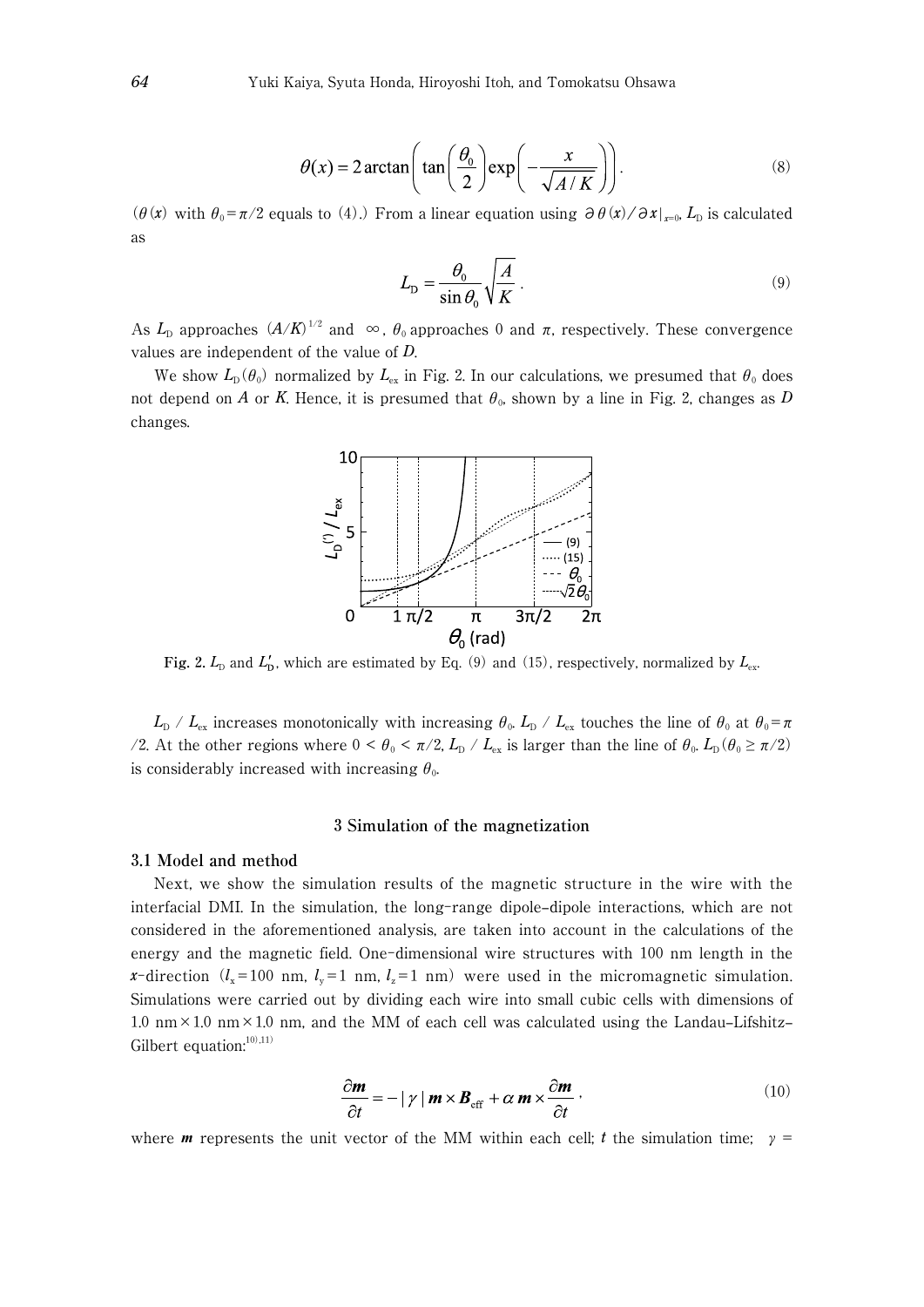$$\theta(x) = 2\arctan\left(\tan\left(\frac{\theta_0}{2}\right)\exp\left(-\frac{x}{\sqrt{A/K}}\right)\right). \tag{8}$$

($\theta(x)$ with $\theta_0 = \pi/2$ equals to (4).) From a linear equation using $\partial\theta(x)/\partial x|_{x=0}$, $L_D$ is calculated as

$$L_D = \frac{\theta_0}{\sin\theta_0}\sqrt{\frac{A}{K}}. \tag{9}$$

As $L_D$ approaches $(A/K)^{1/2}$ and $\infty$, $\theta_0$ approaches 0 and $\pi$, respectively. These convergence values are independent of the value of $D$.

We show $L_D(\theta_0)$ normalized by $L_{ex}$ in Fig. 2. In our calculations, we presumed that $\theta_0$ does not depend on $A$ or $K$. Hence, it is presumed that $\theta_0$, shown by a line in Fig. 2, changes as $D$ changes.

**Fig. 2.** $L_D$ and $L'_D$, which are estimated by Eq. (9) and (15), respectively, normalized by $L_{ex}$.

$L_D / L_{ex}$ increases monotonically with increasing $\theta_0$. $L_D / L_{ex}$ touches the line of $\theta_0$ at $\theta_0 = \pi/2$. At the other regions where $0 < \theta_0 < \pi/2$, $L_D / L_{ex}$ is larger than the line of $\theta_0$. $L_D(\theta_0 \geq \pi/2)$ is considerably increased with increasing $\theta_0$.

## 3 Simulation of the magnetization

### 3.1 Model and method

Next, we show the simulation results of the magnetic structure in the wire with the interfacial DMI. In the simulation, the long-range dipole–dipole interactions, which are not considered in the aforementioned analysis, are taken into account in the calculations of the energy and the magnetic field. One-dimensional wire structures with 100 nm length in the $x$-direction ($l_x = 100$ nm, $l_y = 1$ nm, $l_z = 1$ nm) were used in the micromagnetic simulation. Simulations were carried out by dividing each wire into small cubic cells with dimensions of 1.0 nm × 1.0 nm × 1.0 nm, and the MM of each cell was calculated using the Landau–Lifshitz–Gilbert equation:[10),11)]

$$\frac{\partial \boldsymbol{m}}{\partial t} = -|\gamma|\,\boldsymbol{m}\times\boldsymbol{B}_{\text{eff}} + \alpha\,\boldsymbol{m}\times\frac{\partial \boldsymbol{m}}{\partial t}, \tag{10}$$

where $\boldsymbol{m}$ represents the unit vector of the MM within each cell; $t$ the simulation time; $\gamma$ =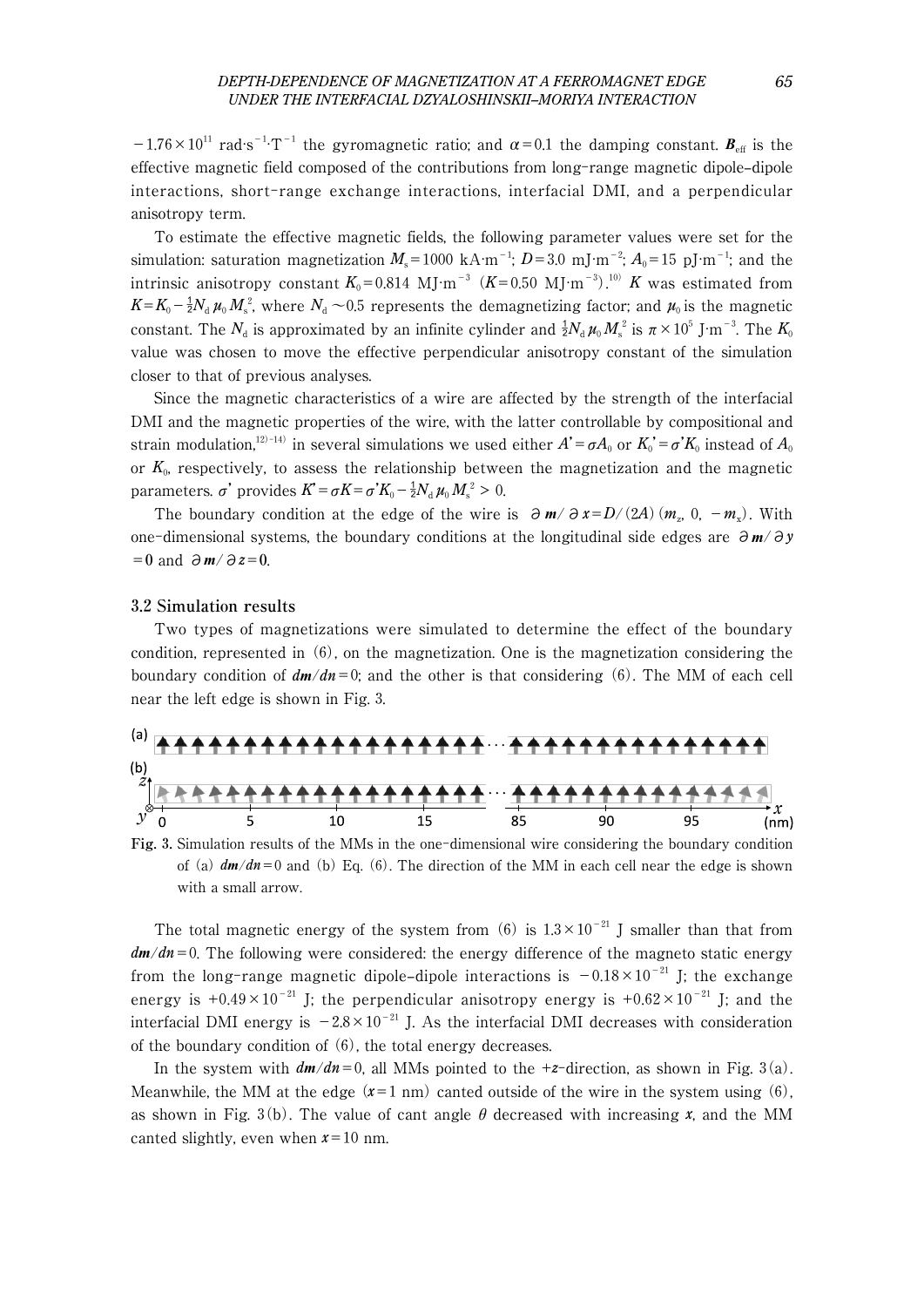$-1.76 \times 10^{11}$ rad·s$^{-1}$·T$^{-1}$ the gyromagnetic ratio; and $\alpha = 0.1$ the damping constant. $\boldsymbol{B}_{\mathrm{eff}}$ is the effective magnetic field composed of the contributions from long-range magnetic dipole–dipole interactions, short-range exchange interactions, interfacial DMI, and a perpendicular anisotropy term.

To estimate the effective magnetic fields, the following parameter values were set for the simulation: saturation magnetization $M_s = 1000$ kA·m$^{-1}$; $D = 3.0$ mJ·m$^{-2}$; $A_0 = 15$ pJ·m$^{-1}$; and the intrinsic anisotropy constant $K_0 = 0.814$ MJ·m$^{-3}$ ($K = 0.50$ MJ·m$^{-3}$).[10] $K$ was estimated from $K = K_0 - \frac{1}{2} N_d \mu_0 M_s^2$, where $N_d \sim 0.5$ represents the demagnetizing factor; and $\mu_0$ is the magnetic constant. The $N_d$ is approximated by an infinite cylinder and $\frac{1}{2} N_d \mu_0 M_s^2$ is $\pi \times 10^5$ J·m$^{-3}$. The $K_0$ value was chosen to move the effective perpendicular anisotropy constant of the simulation closer to that of previous analyses.

Since the magnetic characteristics of a wire are affected by the strength of the interfacial DMI and the magnetic properties of the wire, with the latter controllable by compositional and strain modulation,[12)–14)] in several simulations we used either $A' = \sigma A_0$ or $K_0' = \sigma' K_0$ instead of $A_0$ or $K_0$, respectively, to assess the relationship between the magnetization and the magnetic parameters. $\sigma'$ provides $K' = \sigma K = \sigma' K_0 - \frac{1}{2} N_d \mu_0 M_s^2 > 0$.

The boundary condition at the edge of the wire is $\partial \boldsymbol{m} / \partial x = D/(2A)\,(m_z,\ 0,\ -m_x)$. With one-dimensional systems, the boundary conditions at the longitudinal side edges are $\partial \boldsymbol{m} / \partial y = \boldsymbol{0}$ and $\partial \boldsymbol{m} / \partial z = \boldsymbol{0}$.

### 3.2 Simulation results

Two types of magnetizations were simulated to determine the effect of the boundary condition, represented in (6), on the magnetization. One is the magnetization considering the boundary condition of $d\boldsymbol{m}/dn = 0$; and the other is that considering (6). The MM of each cell near the left edge is shown in Fig. 3.

**Fig. 3.** Simulation results of the MMs in the one-dimensional wire considering the boundary condition of (a) $d\boldsymbol{m}/dn = 0$ and (b) Eq. (6). The direction of the MM in each cell near the edge is shown with a small arrow.

The total magnetic energy of the system from (6) is $1.3 \times 10^{-21}$ J smaller than that from $d\boldsymbol{m}/dn = 0$. The following were considered: the energy difference of the magneto static energy from the long-range magnetic dipole–dipole interactions is $-0.18 \times 10^{-21}$ J; the exchange energy is $+0.49 \times 10^{-21}$ J; the perpendicular anisotropy energy is $+0.62 \times 10^{-21}$ J; and the interfacial DMI energy is $-2.8 \times 10^{-21}$ J. As the interfacial DMI decreases with consideration of the boundary condition of (6), the total energy decreases.

In the system with $d\boldsymbol{m}/dn = 0$, all MMs pointed to the $+z$-direction, as shown in Fig. 3(a). Meanwhile, the MM at the edge ($x = 1$ nm) canted outside of the wire in the system using (6), as shown in Fig. 3(b). The value of cant angle $\theta$ decreased with increasing $x$, and the MM canted slightly, even when $x = 10$ nm.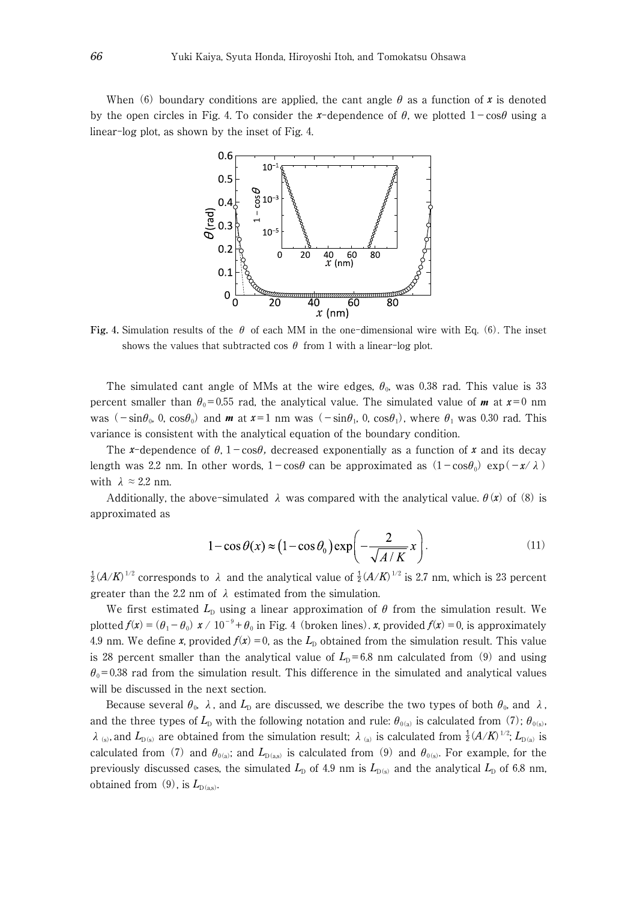When (6) boundary conditions are applied, the cant angle $\theta$ as a function of $x$ is denoted by the open circles in Fig. 4. To consider the $x$-dependence of $\theta$, we plotted $1-\cos\theta$ using a linear-log plot, as shown by the inset of Fig. 4.

**Fig. 4.** Simulation results of the $\theta$ of each MM in the one-dimensional wire with Eq. (6). The inset shows the values that subtracted $\cos\theta$ from 1 with a linear-log plot.

The simulated cant angle of MMs at the wire edges, $\theta_0$, was 0.38 rad. This value is 33 percent smaller than $\theta_0=0.55$ rad, the analytical value. The simulated value of $\boldsymbol{m}$ at $x=0$ nm was $(-\sin\theta_0, 0, \cos\theta_0)$ and $\boldsymbol{m}$ at $x=1$ nm was $(-\sin\theta_1, 0, \cos\theta_1)$, where $\theta_1$ was 0.30 rad. This variance is consistent with the analytical equation of the boundary condition.

The $x$-dependence of $\theta$, $1-\cos\theta$, decreased exponentially as a function of $x$ and its decay length was 2.2 nm. In other words, $1-\cos\theta$ can be approximated as $(1-\cos\theta_0)\exp(-x/\lambda)$ with $\lambda \approx 2.2$ nm.

Additionally, the above-simulated $\lambda$ was compared with the analytical value. $\theta(x)$ of (8) is approximated as

$$1-\cos\theta(x) \approx (1-\cos\theta_0)\exp\left(-\frac{2}{\sqrt{A/K}}x\right). \tag{11}$$

$\frac{1}{2}(A/K)^{1/2}$ corresponds to $\lambda$ and the analytical value of $\frac{1}{2}(A/K)^{1/2}$ is 2.7 nm, which is 23 percent greater than the 2.2 nm of $\lambda$ estimated from the simulation.

We first estimated $L_D$ using a linear approximation of $\theta$ from the simulation result. We plotted $f(x)=(\theta_1-\theta_0)\,x/10^{-9}+\theta_0$ in Fig. 4 (broken lines). $x$, provided $f(x)=0$, is approximately 4.9 nm. We define $x$, provided $f(x)=0$, as the $L_D$ obtained from the simulation result. This value is 28 percent smaller than the analytical value of $L_D=6.8$ nm calculated from (9) and using $\theta_0=0.38$ rad from the simulation result. This difference in the simulated and analytical values will be discussed in the next section.

Because several $\theta_0$, $\lambda$, and $L_D$ are discussed, we describe the two types of both $\theta_0$, and $\lambda$, and the three types of $L_D$ with the following notation and rule: $\theta_{0(a)}$ is calculated from (7); $\theta_{0(s)}$, $\lambda_{(s)}$, and $L_{D(s)}$ are obtained from the simulation result; $\lambda_{(a)}$ is calculated from $\frac{1}{2}(A/K)^{1/2}$; $L_{D(a)}$ is calculated from (7) and $\theta_{0(a)}$; and $L_{D(a,s)}$ is calculated from (9) and $\theta_{0(s)}$. For example, for the previously discussed cases, the simulated $L_D$ of 4.9 nm is $L_{D(s)}$ and the analytical $L_D$ of 6.8 nm, obtained from (9), is $L_{D(a,s)}$.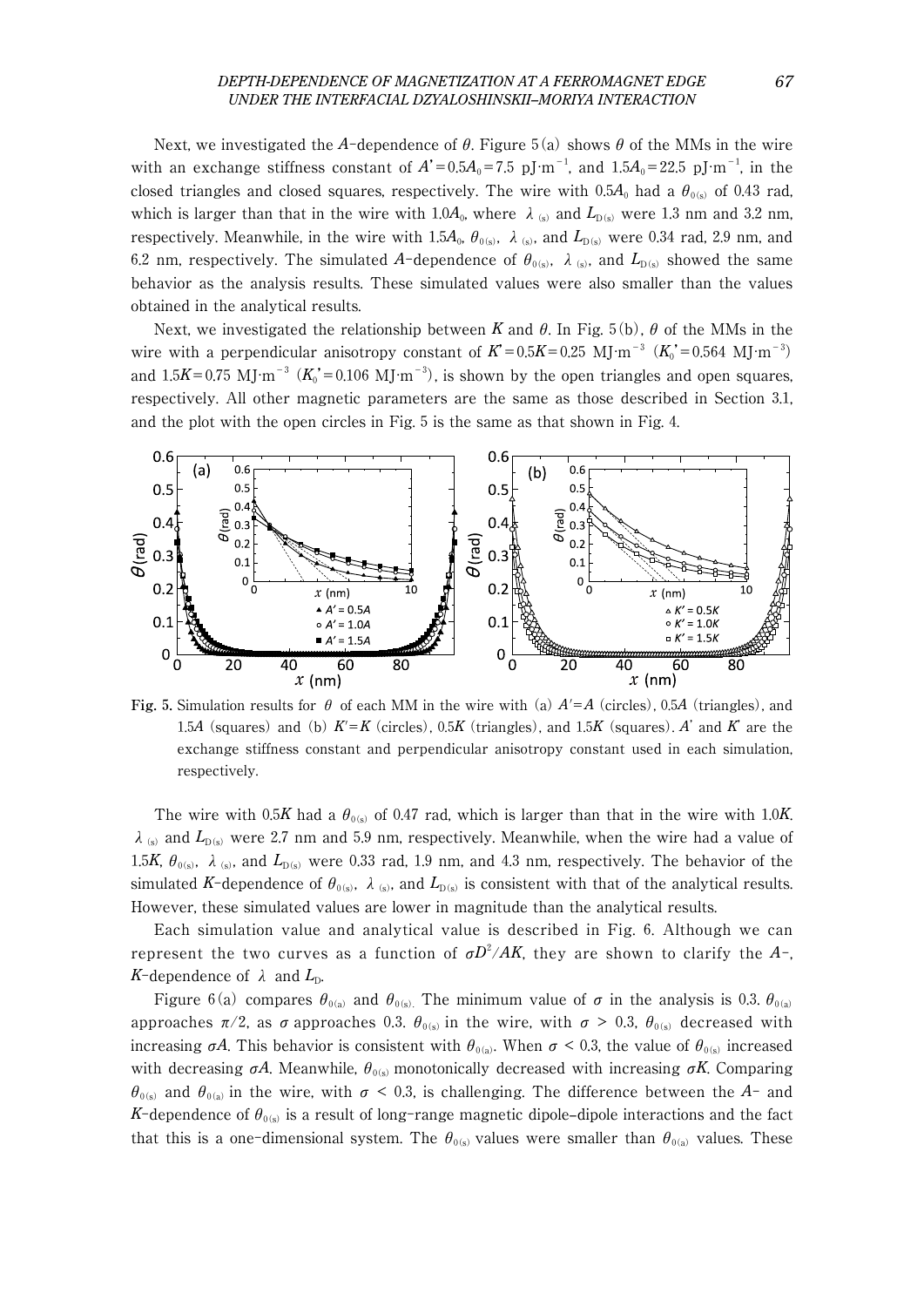Next, we investigated the $A$-dependence of $\theta$. Figure 5(a) shows $\theta$ of the MMs in the wire with an exchange stiffness constant of $A' = 0.5A_0 = 7.5$ pJ·m$^{-1}$, and $1.5A_0 = 22.5$ pJ·m$^{-1}$, in the closed triangles and closed squares, respectively. The wire with $0.5A_0$ had a $\theta_{0(s)}$ of 0.43 rad, which is larger than that in the wire with $1.0A_0$, where $\lambda_{(s)}$ and $L_{D(s)}$ were 1.3 nm and 3.2 nm, respectively. Meanwhile, in the wire with $1.5A_0$, $\theta_{0(s)}$, $\lambda_{(s)}$, and $L_{D(s)}$ were 0.34 rad, 2.9 nm, and 6.2 nm, respectively. The simulated $A$-dependence of $\theta_{0(s)}$, $\lambda_{(s)}$, and $L_{D(s)}$ showed the same behavior as the analysis results. These simulated values were also smaller than the values obtained in the analytical results.

Next, we investigated the relationship between $K$ and $\theta$. In Fig. 5(b), $\theta$ of the MMs in the wire with a perpendicular anisotropy constant of $K' = 0.5K = 0.25$ MJ·m$^{-3}$ ($K_0' = 0.564$ MJ·m$^{-3}$) and $1.5K = 0.75$ MJ·m$^{-3}$ ($K_0' = 0.106$ MJ·m$^{-3}$), is shown by the open triangles and open squares, respectively. All other magnetic parameters are the same as those described in Section 3.1, and the plot with the open circles in Fig. 5 is the same as that shown in Fig. 4.

**Fig. 5.** Simulation results for $\theta$ of each MM in the wire with (a) $A' = A$ (circles), $0.5A$ (triangles), and $1.5A$ (squares) and (b) $K' = K$ (circles), $0.5K$ (triangles), and $1.5K$ (squares). $A'$ and $K'$ are the exchange stiffness constant and perpendicular anisotropy constant used in each simulation, respectively.

The wire with $0.5K$ had a $\theta_{0(s)}$ of 0.47 rad, which is larger than that in the wire with $1.0K$. $\lambda_{(s)}$ and $L_{D(s)}$ were 2.7 nm and 5.9 nm, respectively. Meanwhile, when the wire had a value of $1.5K$, $\theta_{0(s)}$, $\lambda_{(s)}$, and $L_{D(s)}$ were 0.33 rad, 1.9 nm, and 4.3 nm, respectively. The behavior of the simulated $K$-dependence of $\theta_{0(s)}$, $\lambda_{(s)}$, and $L_{D(s)}$ is consistent with that of the analytical results. However, these simulated values are lower in magnitude than the analytical results.

Each simulation value and analytical value is described in Fig. 6. Although we can represent the two curves as a function of $\sigma D^2/AK$, they are shown to clarify the $A$-, $K$-dependence of $\lambda$ and $L_D$.

Figure 6(a) compares $\theta_{0(a)}$ and $\theta_{0(s)}$. The minimum value of $\sigma$ in the analysis is 0.3. $\theta_{0(a)}$ approaches $\pi/2$, as $\sigma$ approaches 0.3. $\theta_{0(s)}$ in the wire, with $\sigma > 0.3$, $\theta_{0(s)}$ decreased with increasing $\sigma A$. This behavior is consistent with $\theta_{0(a)}$. When $\sigma < 0.3$, the value of $\theta_{0(s)}$ increased with decreasing $\sigma A$. Meanwhile, $\theta_{0(s)}$ monotonically decreased with increasing $\sigma K$. Comparing $\theta_{0(s)}$ and $\theta_{0(a)}$ in the wire, with $\sigma < 0.3$, is challenging. The difference between the $A$- and $K$-dependence of $\theta_{0(s)}$ is a result of long-range magnetic dipole–dipole interactions and the fact that this is a one-dimensional system. The $\theta_{0(s)}$ values were smaller than $\theta_{0(a)}$ values. These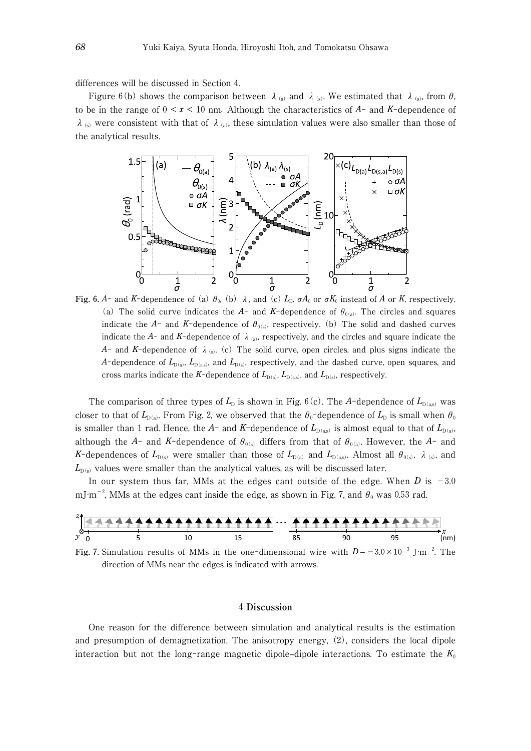differences will be discussed in Section 4.

Figure 6(b) shows the comparison between $\lambda_{(a)}$ and $\lambda_{(s)}$. We estimated that $\lambda_{(s)}$, from $\theta$, to be in the range of $0 < x < 10$ nm. Although the characteristics of $A$- and $K$-dependence of $\lambda_{(s)}$ were consistent with that of $\lambda_{(a)}$, these simulation values were also smaller than those of the analytical results.

**Fig. 6.** $A$- and $K$-dependence of (a) $\theta_0$, (b) $\lambda$, and (c) $L_D$. $\sigma A_0$ or $\sigma K_0$ instead of $A$ or $K$, respectively. (a) The solid curve indicates the $A$- and $K$-dependence of $\theta_{0(a)}$. The circles and squares indicate the $A$- and $K$-dependence of $\theta_{0(s)}$, respectively. (b) The solid and dashed curves indicate the $A$- and $K$-dependence of $\lambda_{(a)}$, respectively, and the circles and square indicate the $A$- and $K$-dependence of $\lambda_{(s)}$. (c) The solid curve, open circles, and plus signs indicate the $A$-dependence of $L_{D(a)}$, $L_{D(a,s)}$, and $L_{D(s)}$, respectively, and the dashed curve, open squares, and cross marks indicate the $K$-dependence of $L_{D(a)}$, $L_{D(a,s)}$, and $L_{D(s)}$, respectively.

The comparison of three types of $L_D$ is shown in Fig. 6(c). The $A$-dependence of $L_{D(a,s)}$ was closer to that of $L_{D(a)}$. From Fig. 2, we observed that the $\theta_0$-dependence of $L_D$ is small when $\theta_0$ is smaller than 1 rad. Hence, the $A$- and $K$-dependence of $L_{D(a,s)}$ is almost equal to that of $L_{D(a)}$, although the $A$- and $K$-dependence of $\theta_{0(s)}$ differs from that of $\theta_{0(a)}$. However, the $A$- and $K$-dependences of $L_{D(s)}$ were smaller than those of $L_{D(a)}$ and $L_{D(a,s)}$. Almost all $\theta_{0(s)}$, $\lambda_{(s)}$, and $L_{D(s)}$ values were smaller than the analytical values, as will be discussed later.

In our system thus far, MMs at the edges cant outside of the edge. When $D$ is $-3.0$ mJ·m$^{-2}$, MMs at the edges cant inside the edge, as shown in Fig. 7, and $\theta_0$ was 0.53 rad.

**Fig. 7.** Simulation results of MMs in the one-dimensional wire with $D = -3.0 \times 10^{-3}$ J·m$^{-2}$. The direction of MMs near the edges is indicated with arrows.

## 4 Discussion

One reason for the difference between simulation and analytical results is the estimation and presumption of demagnetization. The anisotropy energy, (2), considers the local dipole interaction but not the long-range magnetic dipole–dipole interactions. To estimate the $K_0$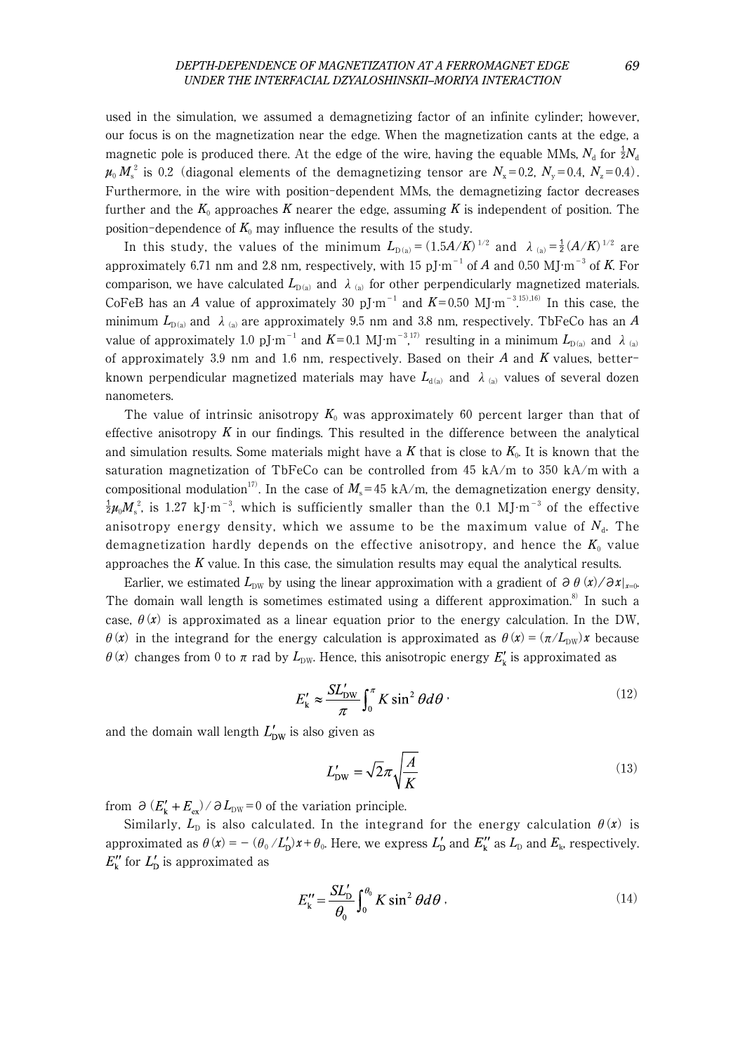used in the simulation, we assumed a demagnetizing factor of an infinite cylinder; however, our focus is on the magnetization near the edge. When the magnetization cants at the edge, a magnetic pole is produced there. At the edge of the wire, having the equable MMs, $N_d$ for $\frac{1}{2}N_d \mu_0 M_s^2$ is 0.2 (diagonal elements of the demagnetizing tensor are $N_x=0.2$, $N_y=0.4$, $N_z=0.4$). Furthermore, in the wire with position-dependent MMs, the demagnetizing factor decreases further and the $K_0$ approaches $K$ nearer the edge, assuming $K$ is independent of position. The position-dependence of $K_0$ may influence the results of the study.

In this study, the values of the minimum $L_{D(a)}=(1.5A/K)^{1/2}$ and $\lambda_{(a)}=\frac{1}{2}(A/K)^{1/2}$ are approximately 6.71 nm and 2.8 nm, respectively, with 15 pJ·m$^{-1}$ of $A$ and 0.50 MJ·m$^{-3}$ of $K$. For comparison, we have calculated $L_{D(a)}$ and $\lambda_{(a)}$ for other perpendicularly magnetized materials. CoFeB has an $A$ value of approximately 30 pJ·m$^{-1}$ and $K$=0.50 MJ·m$^{-3}$.[15),16)] In this case, the minimum $L_{D(a)}$ and $\lambda_{(a)}$ are approximately 9.5 nm and 3.8 nm, respectively. TbFeCo has an $A$ value of approximately 1.0 pJ·m$^{-1}$ and $K$=0.1 MJ·m$^{-3}$,[17)] resulting in a minimum $L_{D(a)}$ and $\lambda_{(a)}$ of approximately 3.9 nm and 1.6 nm, respectively. Based on their $A$ and $K$ values, better-known perpendicular magnetized materials may have $L_{d(a)}$ and $\lambda_{(a)}$ values of several dozen nanometers.

The value of intrinsic anisotropy $K_0$ was approximately 60 percent larger than that of effective anisotropy $K$ in our findings. This resulted in the difference between the analytical and simulation results. Some materials might have a $K$ that is close to $K_0$. It is known that the saturation magnetization of TbFeCo can be controlled from 45 kA/m to 350 kA/m with a compositional modulation[17)]. In the case of $M_s$=45 kA/m, the demagnetization energy density, $\frac{1}{2}\mu_0 M_s^2$, is 1.27 kJ·m$^{-3}$, which is sufficiently smaller than the 0.1 MJ·m$^{-3}$ of the effective anisotropy energy density, which we assume to be the maximum value of $N_d$. The demagnetization hardly depends on the effective anisotropy, and hence the $K_0$ value approaches the $K$ value. In this case, the simulation results may equal the analytical results.

Earlier, we estimated $L_{DW}$ by using the linear approximation with a gradient of $\partial\theta(x)/\partial x|_{x=0}$. The domain wall length is sometimes estimated using a different approximation.[8)] In such a case, $\theta(x)$ is approximated as a linear equation prior to the energy calculation. In the DW, $\theta(x)$ in the integrand for the energy calculation is approximated as $\theta(x)=(\pi/L_{DW})x$ because $\theta(x)$ changes from 0 to $\pi$ rad by $L_{DW}$. Hence, this anisotropic energy $E'_k$ is approximated as

$$E'_k \approx \frac{SL'_{DW}}{\pi}\int_0^{\pi} K\sin^2\theta d\theta \tag{12}$$

and the domain wall length $L'_{DW}$ is also given as

$$L'_{DW} = \sqrt{2}\pi\sqrt{\frac{A}{K}} \tag{13}$$

from $\partial(E'_k + E_{ex})/\partial L_{DW}=0$ of the variation principle.

Similarly, $L_D$ is also calculated. In the integrand for the energy calculation $\theta(x)$ is approximated as $\theta(x)=-(\theta_0/L'_D)x+\theta_0$. Here, we express $L'_D$ and $E''_k$ as $L_D$ and $E_k$, respectively. $E''_k$ for $L'_D$ is approximated as

$$E''_k = \frac{SL'_D}{\theta_0}\int_0^{\theta_0} K\sin^2\theta d\theta \tag{14}$$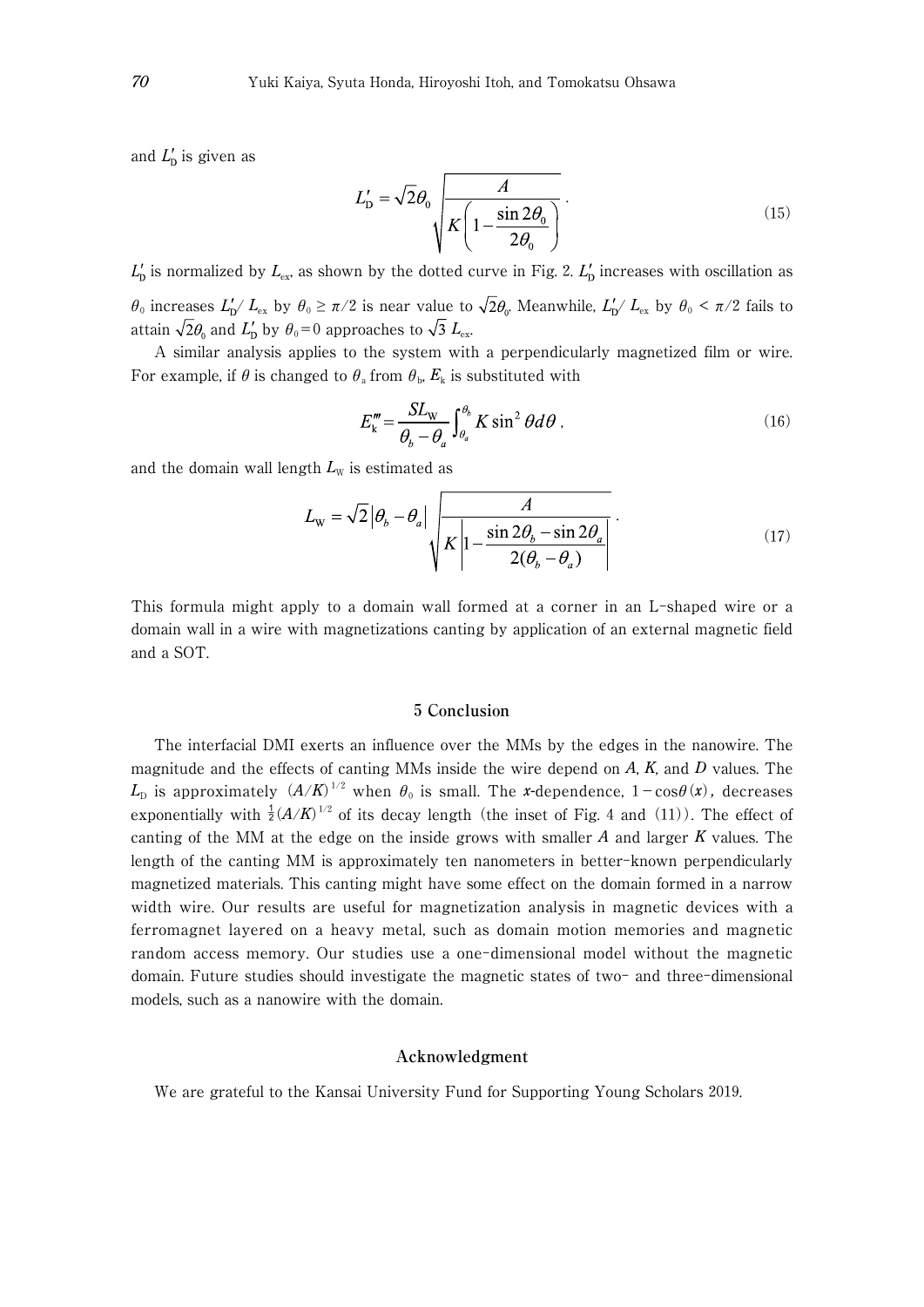and $L'_D$ is given as

$$L'_D = \sqrt{2}\theta_0 \sqrt{\frac{A}{K\left(1 - \frac{\sin 2\theta_0}{2\theta_0}\right)}} . \tag{15}$$

$L'_D$ is normalized by $L_{ex}$, as shown by the dotted curve in Fig. 2. $L'_D$ increases with oscillation as $\theta_0$ increases $L'_D/L_{ex}$ by $\theta_0 \geq \pi/2$ is near value to $\sqrt{2}\theta_0$. Meanwhile, $L'_D/L_{ex}$ by $\theta_0 < \pi/2$ fails to attain $\sqrt{2}\theta_0$ and $L'_D$ by $\theta_0 = 0$ approaches to $\sqrt{3}\ L_{ex}$.

A similar analysis applies to the system with a perpendicularly magnetized film or wire. For example, if $\theta$ is changed to $\theta_a$ from $\theta_b$, $E_k$ is substituted with

$$E'''_k = \frac{SL_W}{\theta_b - \theta_a} \int_{\theta_a}^{\theta_b} K \sin^2 \theta d\theta , \tag{16}$$

and the domain wall length $L_W$ is estimated as

$$L_W = \sqrt{2}\left|\theta_b - \theta_a\right| \sqrt{\frac{A}{K\left|1 - \frac{\sin 2\theta_b - \sin 2\theta_a}{2(\theta_b - \theta_a)}\right|}} . \tag{17}$$

This formula might apply to a domain wall formed at a corner in an L-shaped wire or a domain wall in a wire with magnetizations canting by application of an external magnetic field and a SOT.

## 5 Conclusion

The interfacial DMI exerts an influence over the MMs by the edges in the nanowire. The magnitude and the effects of canting MMs inside the wire depend on $A$, $K$, and $D$ values. The $L_D$ is approximately $(A/K)^{1/2}$ when $\theta_0$ is small. The $x$-dependence, $1 - \cos\theta(x)$, decreases exponentially with $\frac{1}{2}(A/K)^{1/2}$ of its decay length (the inset of Fig. 4 and (11)). The effect of canting of the MM at the edge on the inside grows with smaller $A$ and larger $K$ values. The length of the canting MM is approximately ten nanometers in better-known perpendicularly magnetized materials. This canting might have some effect on the domain formed in a narrow width wire. Our results are useful for magnetization analysis in magnetic devices with a ferromagnet layered on a heavy metal, such as domain motion memories and magnetic random access memory. Our studies use a one-dimensional model without the magnetic domain. Future studies should investigate the magnetic states of two- and three-dimensional models, such as a nanowire with the domain.

## Acknowledgment

We are grateful to the Kansai University Fund for Supporting Young Scholars 2019.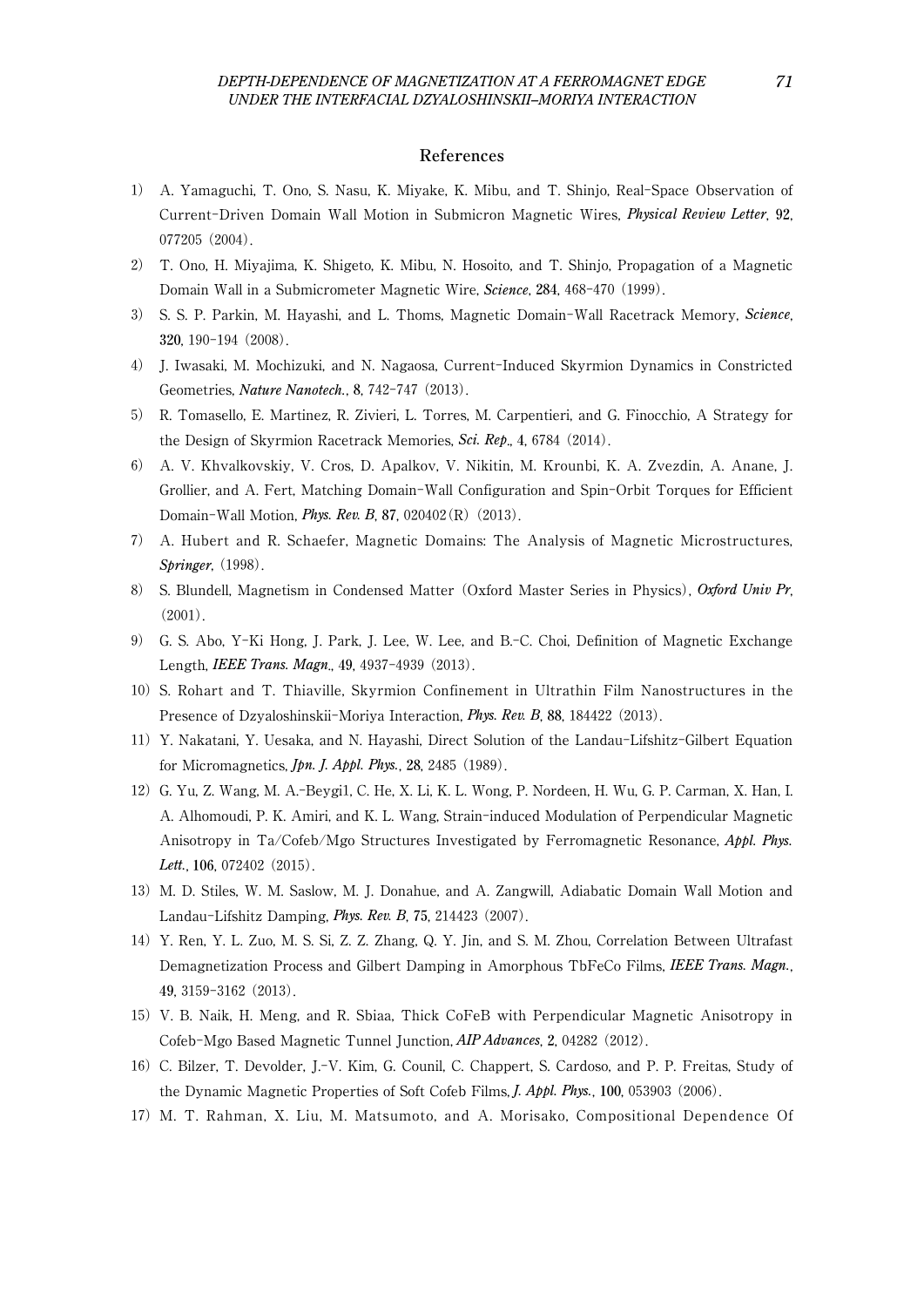## References

1) A. Yamaguchi, T. Ono, S. Nasu, K. Miyake, K. Mibu, and T. Shinjo, Real-Space Observation of Current-Driven Domain Wall Motion in Submicron Magnetic Wires, ***Physical Review Letter***, **92**, 077205 (2004).
2) T. Ono, H. Miyajima, K. Shigeto, K. Mibu, N. Hosoito, and T. Shinjo, Propagation of a Magnetic Domain Wall in a Submicrometer Magnetic Wire, ***Science***, **284**, 468-470 (1999).
3) S. S. P. Parkin, M. Hayashi, and L. Thoms, Magnetic Domain-Wall Racetrack Memory, ***Science***, **320**, 190-194 (2008).
4) J. Iwasaki, M. Mochizuki, and N. Nagaosa, Current-Induced Skyrmion Dynamics in Constricted Geometries, ***Nature Nanotech.***, **8**, 742-747 (2013).
5) R. Tomasello, E. Martinez, R. Zivieri, L. Torres, M. Carpentieri, and G. Finocchio, A Strategy for the Design of Skyrmion Racetrack Memories, ***Sci. Rep.***, **4**, 6784 (2014).
6) A. V. Khvalkovskiy, V. Cros, D. Apalkov, V. Nikitin, M. Krounbi, K. A. Zvezdin, A. Anane, J. Grollier, and A. Fert, Matching Domain-Wall Configuration and Spin-Orbit Torques for Efficient Domain-Wall Motion, ***Phys. Rev. B***, **87**, 020402(R) (2013).
7) A. Hubert and R. Schaefer, Magnetic Domains: The Analysis of Magnetic Microstructures, ***Springer***, (1998).
8) S. Blundell, Magnetism in Condensed Matter (Oxford Master Series in Physics), ***Oxford Univ Pr***, (2001).
9) G. S. Abo, Y-Ki Hong, J. Park, J. Lee, W. Lee, and B.-C. Choi, Definition of Magnetic Exchange Length, ***IEEE Trans. Magn.***, **49**, 4937-4939 (2013).
10) S. Rohart and T. Thiaville, Skyrmion Confinement in Ultrathin Film Nanostructures in the Presence of Dzyaloshinskii-Moriya Interaction, ***Phys. Rev. B***, **88**, 184422 (2013).
11) Y. Nakatani, Y. Uesaka, and N. Hayashi, Direct Solution of the Landau-Lifshitz-Gilbert Equation for Micromagnetics, ***Jpn. J. Appl. Phys.***, **28**, 2485 (1989).
12) G. Yu, Z. Wang, M. A.-Beygi1, C. He, X. Li, K. L. Wong, P. Nordeen, H. Wu, G. P. Carman, X. Han, I. A. Alhomoudi, P. K. Amiri, and K. L. Wang, Strain-induced Modulation of Perpendicular Magnetic Anisotropy in Ta/Cofeb/Mgo Structures Investigated by Ferromagnetic Resonance, ***Appl. Phys. Lett.***, **106**, 072402 (2015).
13) M. D. Stiles, W. M. Saslow, M. J. Donahue, and A. Zangwill, Adiabatic Domain Wall Motion and Landau-Lifshitz Damping, ***Phys. Rev. B***, **75**, 214423 (2007).
14) Y. Ren, Y. L. Zuo, M. S. Si, Z. Z. Zhang, Q. Y. Jin, and S. M. Zhou, Correlation Between Ultrafast Demagnetization Process and Gilbert Damping in Amorphous TbFeCo Films, ***IEEE Trans. Magn.***, **49**, 3159-3162 (2013).
15) V. B. Naik, H. Meng, and R. Sbiaa, Thick CoFeB with Perpendicular Magnetic Anisotropy in Cofeb-Mgo Based Magnetic Tunnel Junction, ***AIP Advances***, **2**, 04282 (2012).
16) C. Bilzer, T. Devolder, J.-V. Kim, G. Counil, C. Chappert, S. Cardoso, and P. P. Freitas, Study of the Dynamic Magnetic Properties of Soft Cofeb Films, ***J. Appl. Phys.***, **100**, 053903 (2006).
17) M. T. Rahman, X. Liu, M. Matsumoto, and A. Morisako, Compositional Dependence Of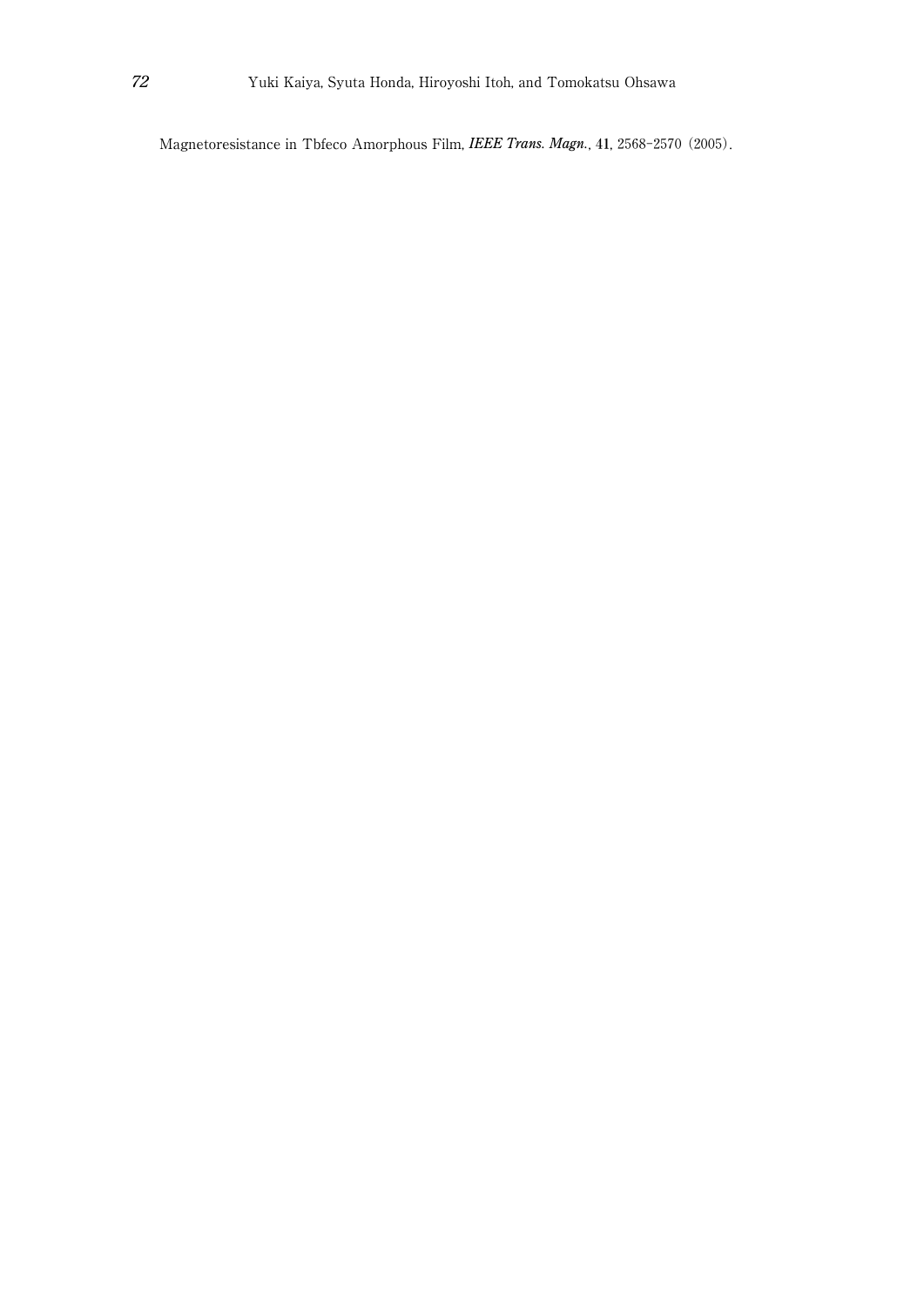Magnetoresistance in Tbfeco Amorphous Film, ***IEEE Trans. Magn.***, **41**, 2568-2570 (2005).